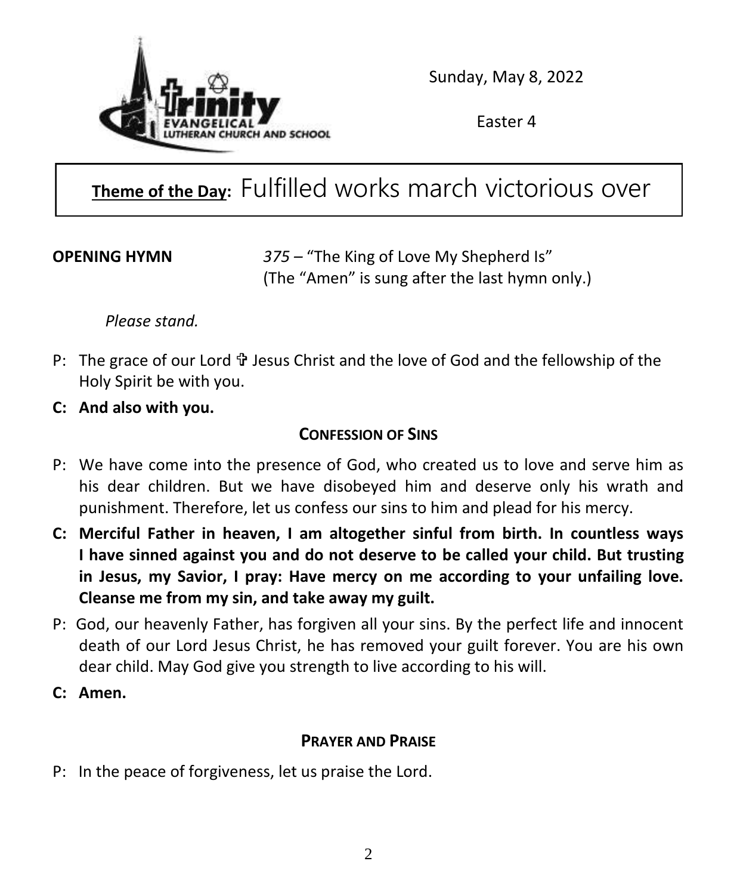Sunday, May 8, 2022

Easter 4

**Theme of the Day:** Fulfilled works march victorious over

**OPENING HYMN** *375* – "The King of Love My Shepherd Is"
(The "Amen" is sung after the last hymn only.)

*Please stand.*

P: The grace of our Lord ✞ Jesus Christ and the love of God and the fellowship of the Holy Spirit be with you.

**C: And also with you.**

**CONFESSION OF SINS**

P: We have come into the presence of God, who created us to love and serve him as his dear children. But we have disobeyed him and deserve only his wrath and punishment. Therefore, let us confess our sins to him and plead for his mercy.

**C: Merciful Father in heaven, I am altogether sinful from birth. In countless ways I have sinned against you and do not deserve to be called your child. But trusting in Jesus, my Savior, I pray: Have mercy on me according to your unfailing love. Cleanse me from my sin, and take away my guilt.**

P: God, our heavenly Father, has forgiven all your sins. By the perfect life and innocent death of our Lord Jesus Christ, he has removed your guilt forever. You are his own dear child. May God give you strength to live according to his will.

**C: Amen.**

**PRAYER AND PRAISE**

P: In the peace of forgiveness, let us praise the Lord.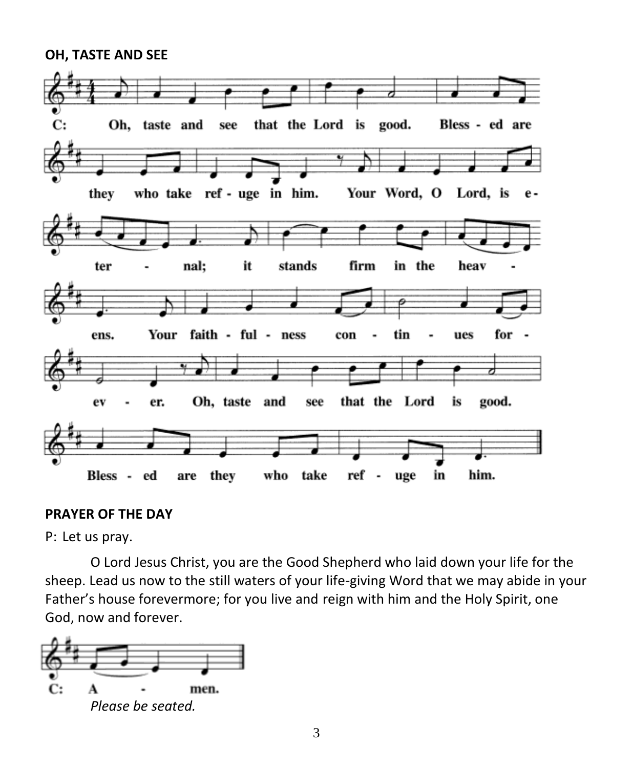**OH, TASTE AND SEE**

C: Oh, taste and see that the Lord is good. Blessed are they who take refuge in him. Your Word, O Lord, is eternal; it stands firm in the heavens. Your faithfulness continues forever. Oh, taste and see that the Lord is good. Blessed are they who take refuge in him.

**PRAYER OF THE DAY**

P: Let us pray.

O Lord Jesus Christ, you are the Good Shepherd who laid down your life for the sheep. Lead us now to the still waters of your life-giving Word that we may abide in your Father's house forevermore; for you live and reign with him and the Holy Spirit, one God, now and forever.

C: Amen.

*Please be seated.*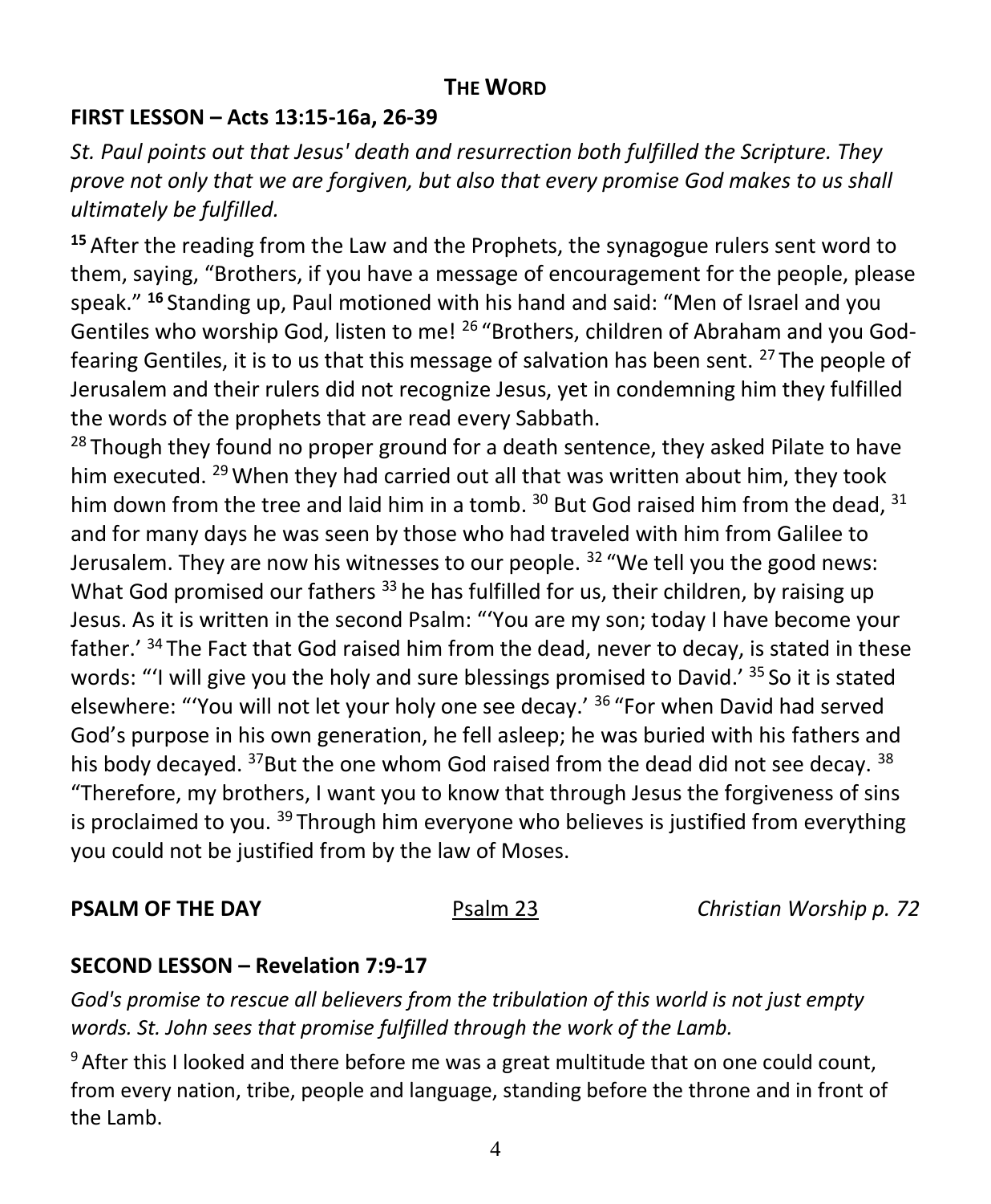## THE WORD

### FIRST LESSON – Acts 13:15-16a, 26-39

*St. Paul points out that Jesus' death and resurrection both fulfilled the Scripture. They prove not only that we are forgiven, but also that every promise God makes to us shall ultimately be fulfilled.*

**15** After the reading from the Law and the Prophets, the synagogue rulers sent word to them, saying, "Brothers, if you have a message of encouragement for the people, please speak." **16** Standing up, Paul motioned with his hand and said: "Men of Israel and you Gentiles who worship God, listen to me! 26 "Brothers, children of Abraham and you God-fearing Gentiles, it is to us that this message of salvation has been sent. 27 The people of Jerusalem and their rulers did not recognize Jesus, yet in condemning him they fulfilled the words of the prophets that are read every Sabbath.

28 Though they found no proper ground for a death sentence, they asked Pilate to have him executed. 29 When they had carried out all that was written about him, they took him down from the tree and laid him in a tomb. 30 But God raised him from the dead, 31 and for many days he was seen by those who had traveled with him from Galilee to Jerusalem. They are now his witnesses to our people. 32 "We tell you the good news: What God promised our fathers 33 he has fulfilled for us, their children, by raising up Jesus. As it is written in the second Psalm: "'You are my son; today I have become your father.' 34 The Fact that God raised him from the dead, never to decay, is stated in these words: "'I will give you the holy and sure blessings promised to David.' 35 So it is stated elsewhere: "'You will not let your holy one see decay.' 36 "For when David had served God's purpose in his own generation, he fell asleep; he was buried with his fathers and his body decayed. 37But the one whom God raised from the dead did not see decay. 38 "Therefore, my brothers, I want you to know that through Jesus the forgiveness of sins is proclaimed to you. 39 Through him everyone who believes is justified from everything you could not be justified from by the law of Moses.

**PSALM OF THE DAY** Psalm 23 *Christian Worship p. 72*

### SECOND LESSON – Revelation 7:9-17

*God's promise to rescue all believers from the tribulation of this world is not just empty words. St. John sees that promise fulfilled through the work of the Lamb.*

9 After this I looked and there before me was a great multitude that on one could count, from every nation, tribe, people and language, standing before the throne and in front of the Lamb.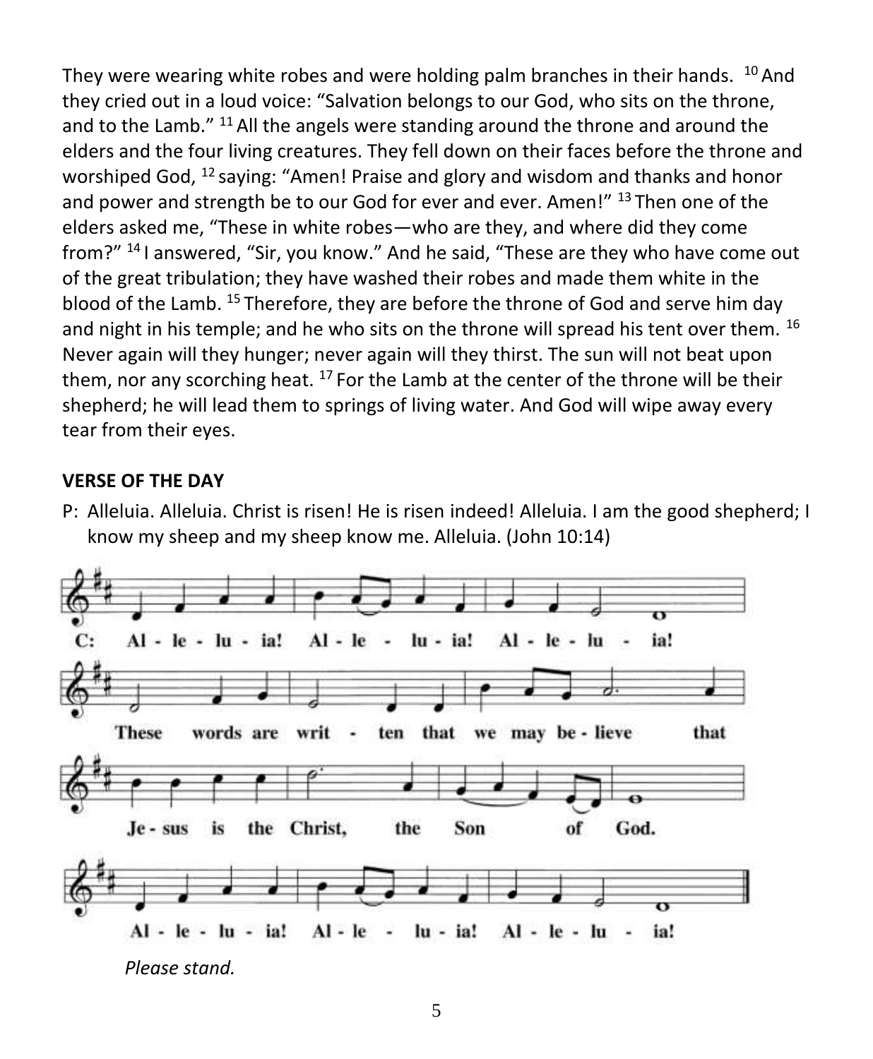They were wearing white robes and were holding palm branches in their hands. [10] And they cried out in a loud voice: "Salvation belongs to our God, who sits on the throne, and to the Lamb." [11] All the angels were standing around the throne and around the elders and the four living creatures. They fell down on their faces before the throne and worshiped God, [12] saying: "Amen! Praise and glory and wisdom and thanks and honor and power and strength be to our God for ever and ever. Amen!" [13] Then one of the elders asked me, "These in white robes—who are they, and where did they come from?" [14] I answered, "Sir, you know." And he said, "These are they who have come out of the great tribulation; they have washed their robes and made them white in the blood of the Lamb. [15] Therefore, they are before the throne of God and serve him day and night in his temple; and he who sits on the throne will spread his tent over them. [16] Never again will they hunger; never again will they thirst. The sun will not beat upon them, nor any scorching heat. [17] For the Lamb at the center of the throne will be their shepherd; he will lead them to springs of living water. And God will wipe away every tear from their eyes.

**VERSE OF THE DAY**

P: Alleluia. Alleluia. Christ is risen! He is risen indeed! Alleluia. I am the good shepherd; I know my sheep and my sheep know me. Alleluia. (John 10:14)

C: Al - le - lu - ia! Al - le - lu - ia! Al - le - lu - ia!

These words are writ - ten that we may be - lieve that Je - sus is the Christ, the Son of God.

Al - le - lu - ia! Al - le - lu - ia! Al - le - lu - ia!

*Please stand.*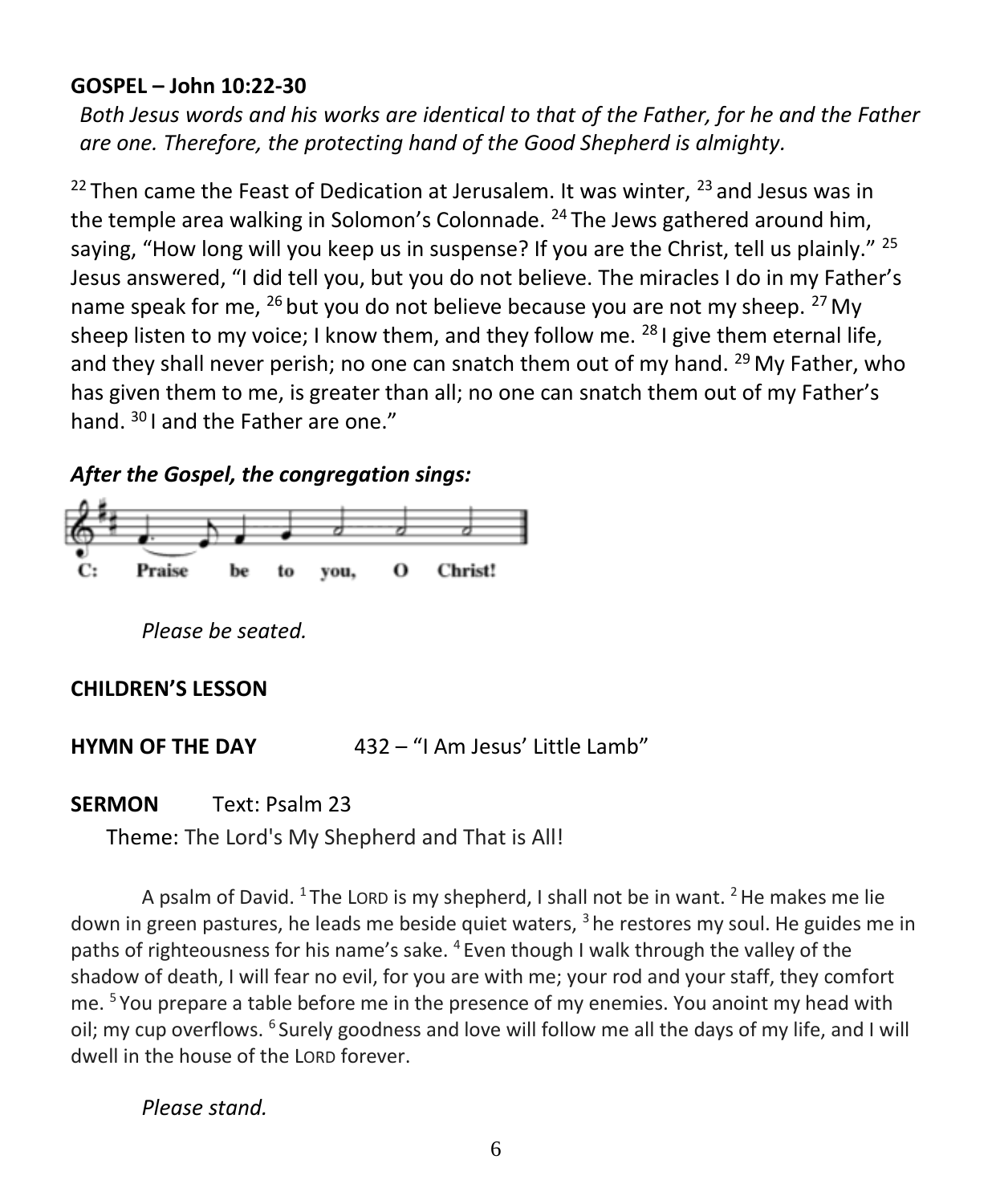**GOSPEL – John 10:22-30**

*Both Jesus words and his works are identical to that of the Father, for he and the Father are one. Therefore, the protecting hand of the Good Shepherd is almighty.*

[22] Then came the Feast of Dedication at Jerusalem. It was winter, [23] and Jesus was in the temple area walking in Solomon's Colonnade. [24] The Jews gathered around him, saying, "How long will you keep us in suspense? If you are the Christ, tell us plainly." [25] Jesus answered, "I did tell you, but you do not believe. The miracles I do in my Father's name speak for me, [26] but you do not believe because you are not my sheep. [27] My sheep listen to my voice; I know them, and they follow me. [28] I give them eternal life, and they shall never perish; no one can snatch them out of my hand. [29] My Father, who has given them to me, is greater than all; no one can snatch them out of my Father's hand. [30] I and the Father are one."

***After the Gospel, the congregation sings:***

C: Praise be to you, O Christ!

*Please be seated.*

**CHILDREN'S LESSON**

**HYMN OF THE DAY** 432 – "I Am Jesus' Little Lamb"

**SERMON** Text: Psalm 23

Theme: The Lord's My Shepherd and That is All!

A psalm of David. [1] The LORD is my shepherd, I shall not be in want. [2] He makes me lie down in green pastures, he leads me beside quiet waters, [3] he restores my soul. He guides me in paths of righteousness for his name's sake. [4] Even though I walk through the valley of the shadow of death, I will fear no evil, for you are with me; your rod and your staff, they comfort me. [5] You prepare a table before me in the presence of my enemies. You anoint my head with oil; my cup overflows. [6] Surely goodness and love will follow me all the days of my life, and I will dwell in the house of the LORD forever.

*Please stand.*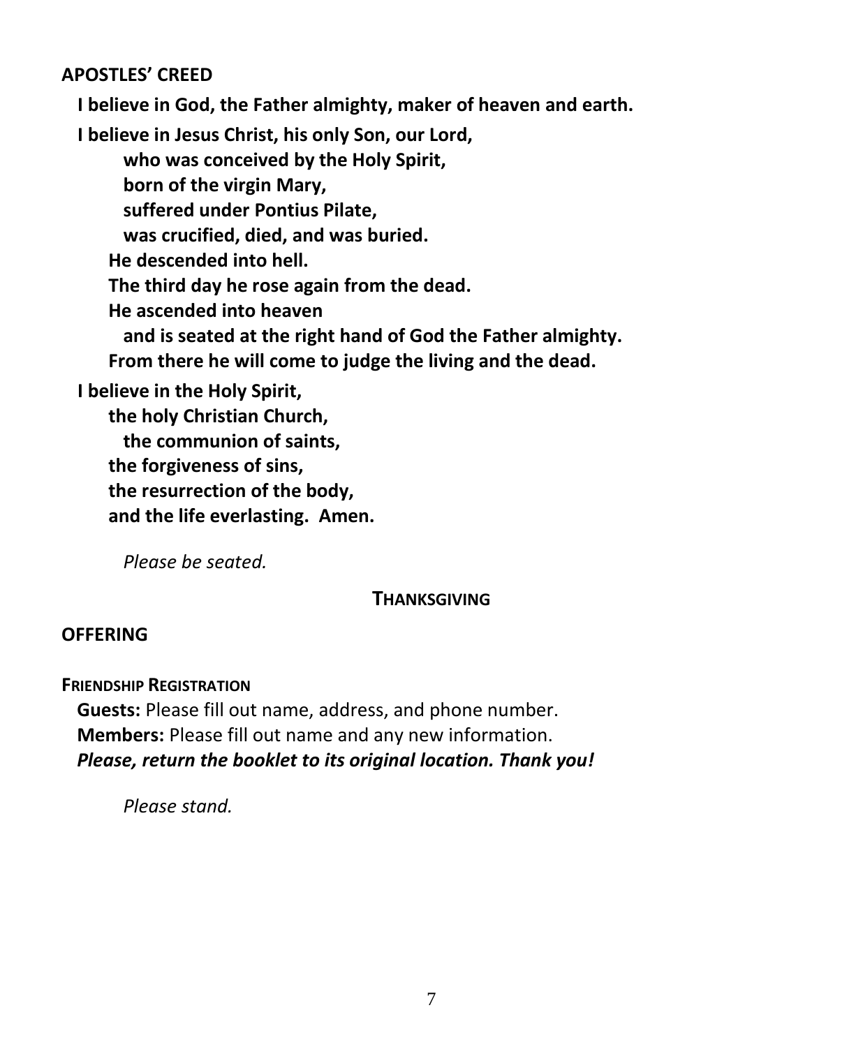## APOSTLES' CREED

**I believe in God, the Father almighty, maker of heaven and earth.**

**I believe in Jesus Christ, his only Son, our Lord,**
**who was conceived by the Holy Spirit,**
**born of the virgin Mary,**
**suffered under Pontius Pilate,**
**was crucified, died, and was buried.**
**He descended into hell.**
**The third day he rose again from the dead.**
**He ascended into heaven**
**and is seated at the right hand of God the Father almighty.**
**From there he will come to judge the living and the dead.**

**I believe in the Holy Spirit,**
**the holy Christian Church,**
**the communion of saints,**
**the forgiveness of sins,**
**the resurrection of the body,**
**and the life everlasting. Amen.**

*Please be seated.*

### THANKSGIVING

## OFFERING

### FRIENDSHIP REGISTRATION

**Guests:** Please fill out name, address, and phone number.
**Members:** Please fill out name and any new information.
***Please, return the booklet to its original location. Thank you!***

*Please stand.*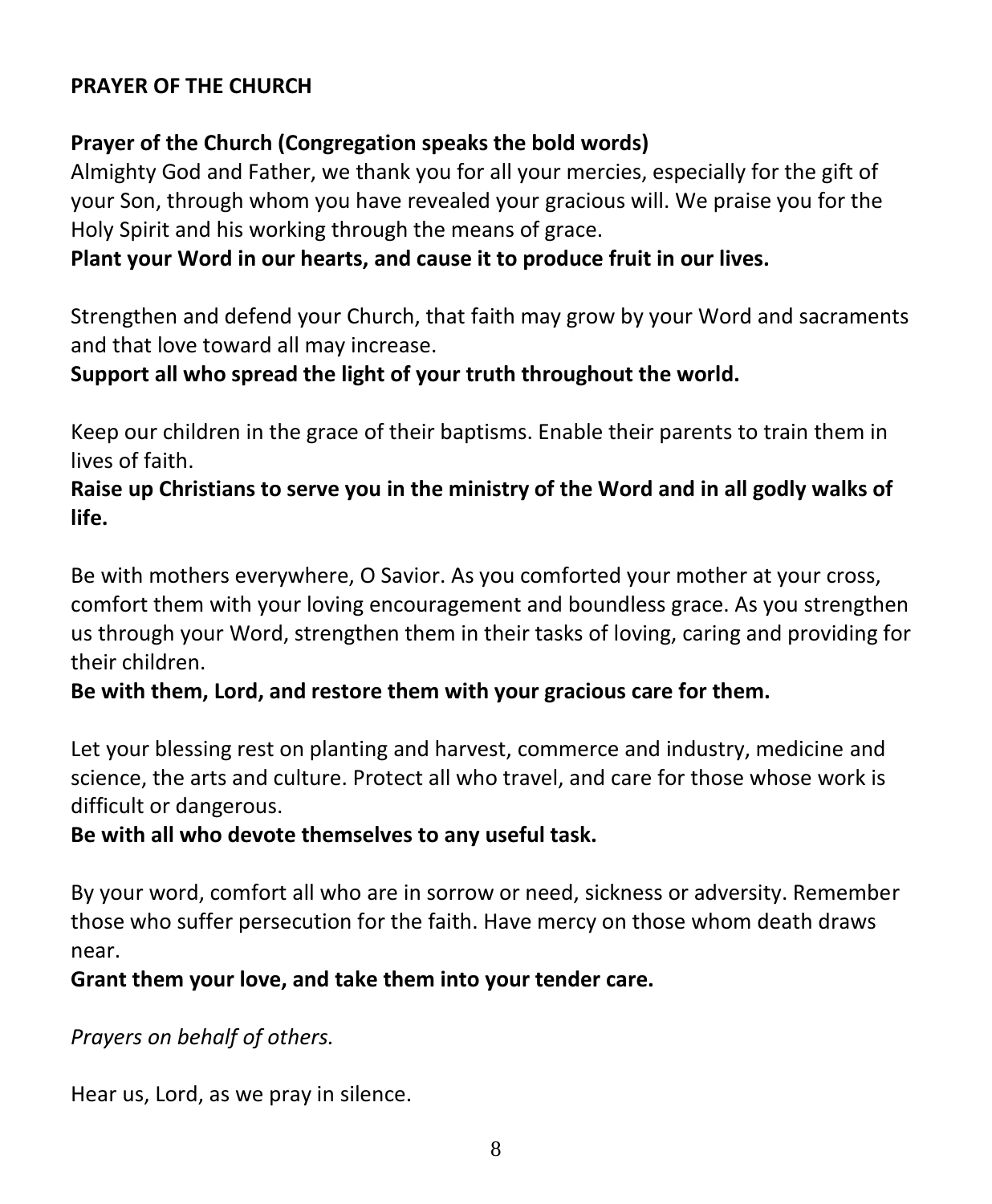**PRAYER OF THE CHURCH**

**Prayer of the Church (Congregation speaks the bold words)**
Almighty God and Father, we thank you for all your mercies, especially for the gift of your Son, through whom you have revealed your gracious will. We praise you for the Holy Spirit and his working through the means of grace.
**Plant your Word in our hearts, and cause it to produce fruit in our lives.**

Strengthen and defend your Church, that faith may grow by your Word and sacraments and that love toward all may increase.
**Support all who spread the light of your truth throughout the world.**

Keep our children in the grace of their baptisms. Enable their parents to train them in lives of faith.
**Raise up Christians to serve you in the ministry of the Word and in all godly walks of life.**

Be with mothers everywhere, O Savior. As you comforted your mother at your cross, comfort them with your loving encouragement and boundless grace. As you strengthen us through your Word, strengthen them in their tasks of loving, caring and providing for their children.
**Be with them, Lord, and restore them with your gracious care for them.**

Let your blessing rest on planting and harvest, commerce and industry, medicine and science, the arts and culture. Protect all who travel, and care for those whose work is difficult or dangerous.
**Be with all who devote themselves to any useful task.**

By your word, comfort all who are in sorrow or need, sickness or adversity. Remember those who suffer persecution for the faith. Have mercy on those whom death draws near.
**Grant them your love, and take them into your tender care.**

*Prayers on behalf of others.*

Hear us, Lord, as we pray in silence.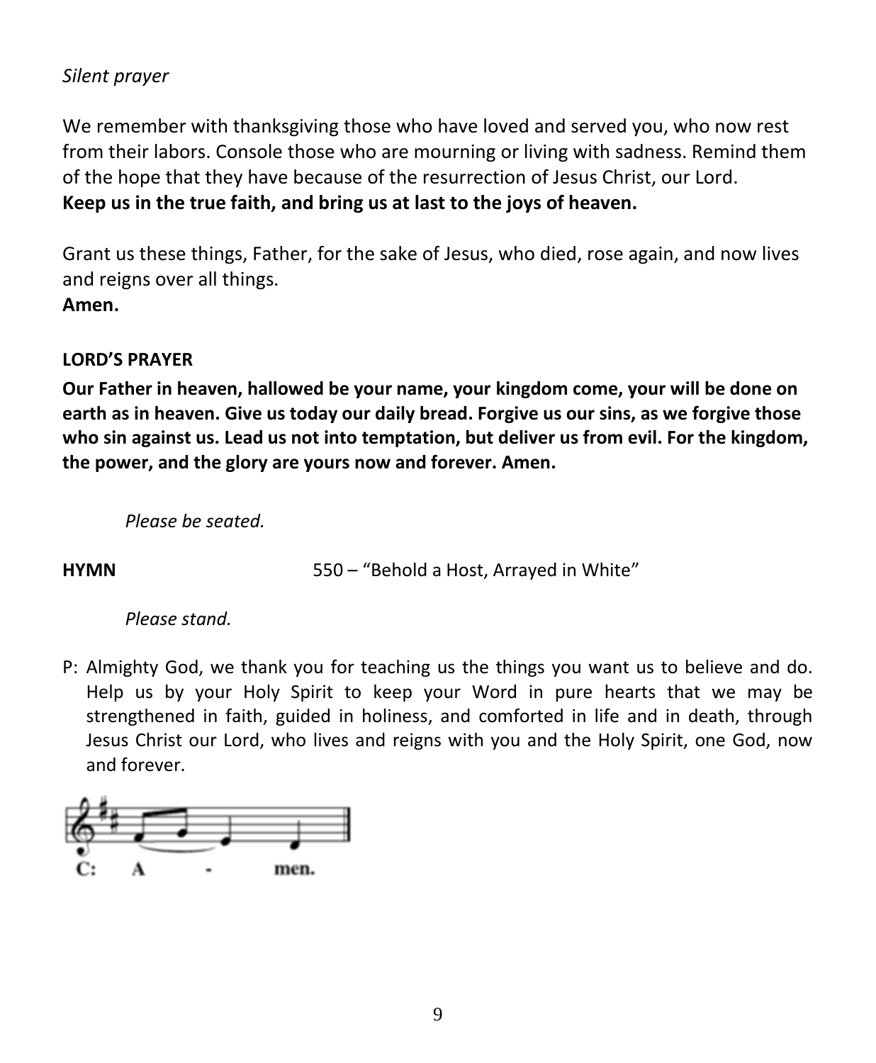*Silent prayer*

We remember with thanksgiving those who have loved and served you, who now rest from their labors. Console those who are mourning or living with sadness. Remind them of the hope that they have because of the resurrection of Jesus Christ, our Lord.
**Keep us in the true faith, and bring us at last to the joys of heaven.**

Grant us these things, Father, for the sake of Jesus, who died, rose again, and now lives and reigns over all things.
**Amen.**

**LORD'S PRAYER**

**Our Father in heaven, hallowed be your name, your kingdom come, your will be done on earth as in heaven. Give us today our daily bread. Forgive us our sins, as we forgive those who sin against us. Lead us not into temptation, but deliver us from evil. For the kingdom, the power, and the glory are yours now and forever. Amen.**

*Please be seated.*

**HYMN** 550 – "Behold a Host, Arrayed in White"

*Please stand.*

P: Almighty God, we thank you for teaching us the things you want us to believe and do. Help us by your Holy Spirit to keep your Word in pure hearts that we may be strengthened in faith, guided in holiness, and comforted in life and in death, through Jesus Christ our Lord, who lives and reigns with you and the Holy Spirit, one God, now and forever.

C: A - men.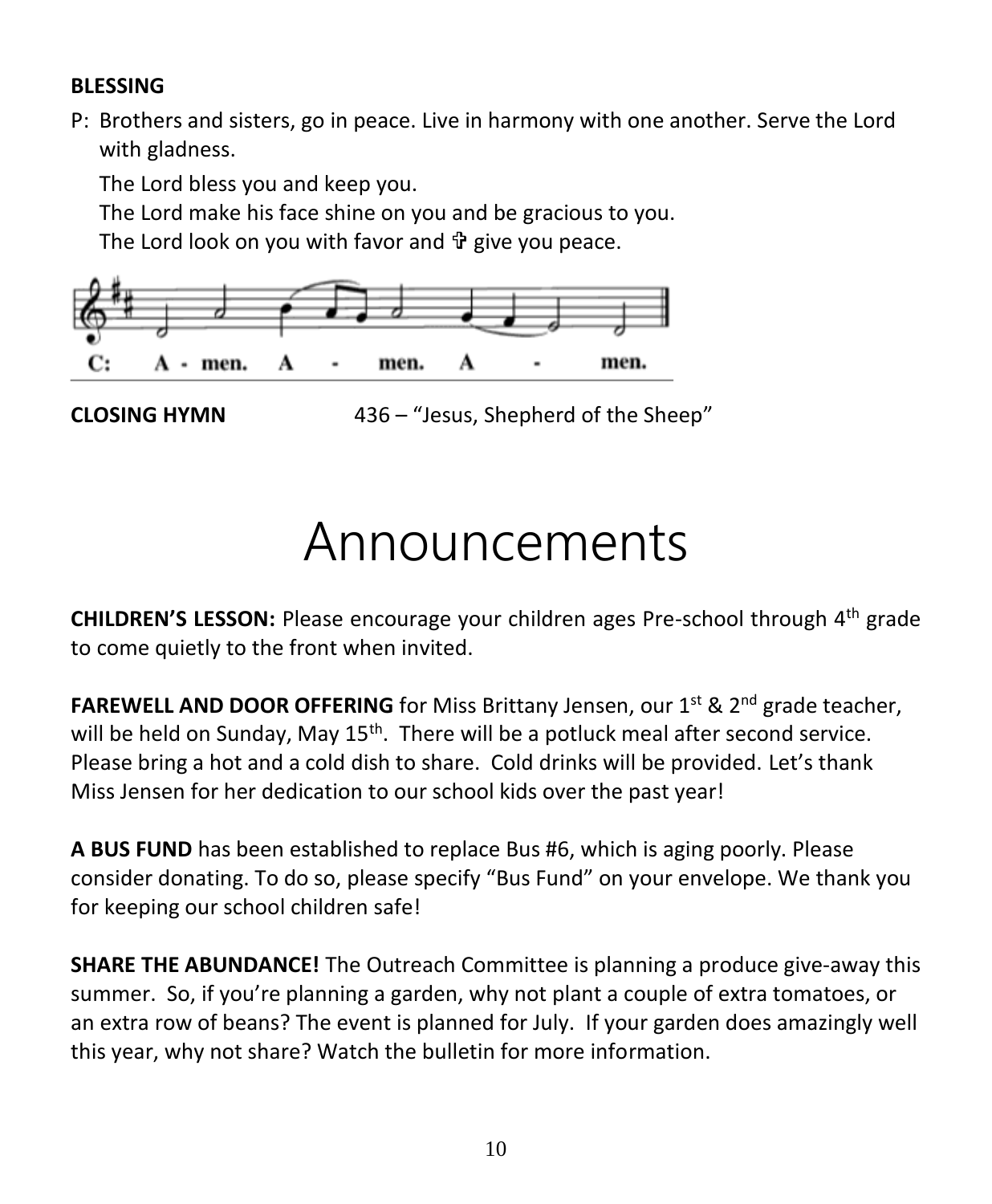**BLESSING**

P: Brothers and sisters, go in peace. Live in harmony with one another. Serve the Lord with gladness.

The Lord bless you and keep you.
The Lord make his face shine on you and be gracious to you.
The Lord look on you with favor and ✞ give you peace.

C: A - men. A - men. A - men.

**CLOSING HYMN** 436 – “Jesus, Shepherd of the Sheep”

# Announcements

**CHILDREN’S LESSON:** Please encourage your children ages Pre-school through 4th grade to come quietly to the front when invited.

**FAREWELL AND DOOR OFFERING** for Miss Brittany Jensen, our 1st & 2nd grade teacher, will be held on Sunday, May 15th. There will be a potluck meal after second service. Please bring a hot and a cold dish to share. Cold drinks will be provided. Let’s thank Miss Jensen for her dedication to our school kids over the past year!

**A BUS FUND** has been established to replace Bus #6, which is aging poorly. Please consider donating. To do so, please specify “Bus Fund” on your envelope. We thank you for keeping our school children safe!

**SHARE THE ABUNDANCE!** The Outreach Committee is planning a produce give-away this summer. So, if you’re planning a garden, why not plant a couple of extra tomatoes, or an extra row of beans? The event is planned for July. If your garden does amazingly well this year, why not share? Watch the bulletin for more information.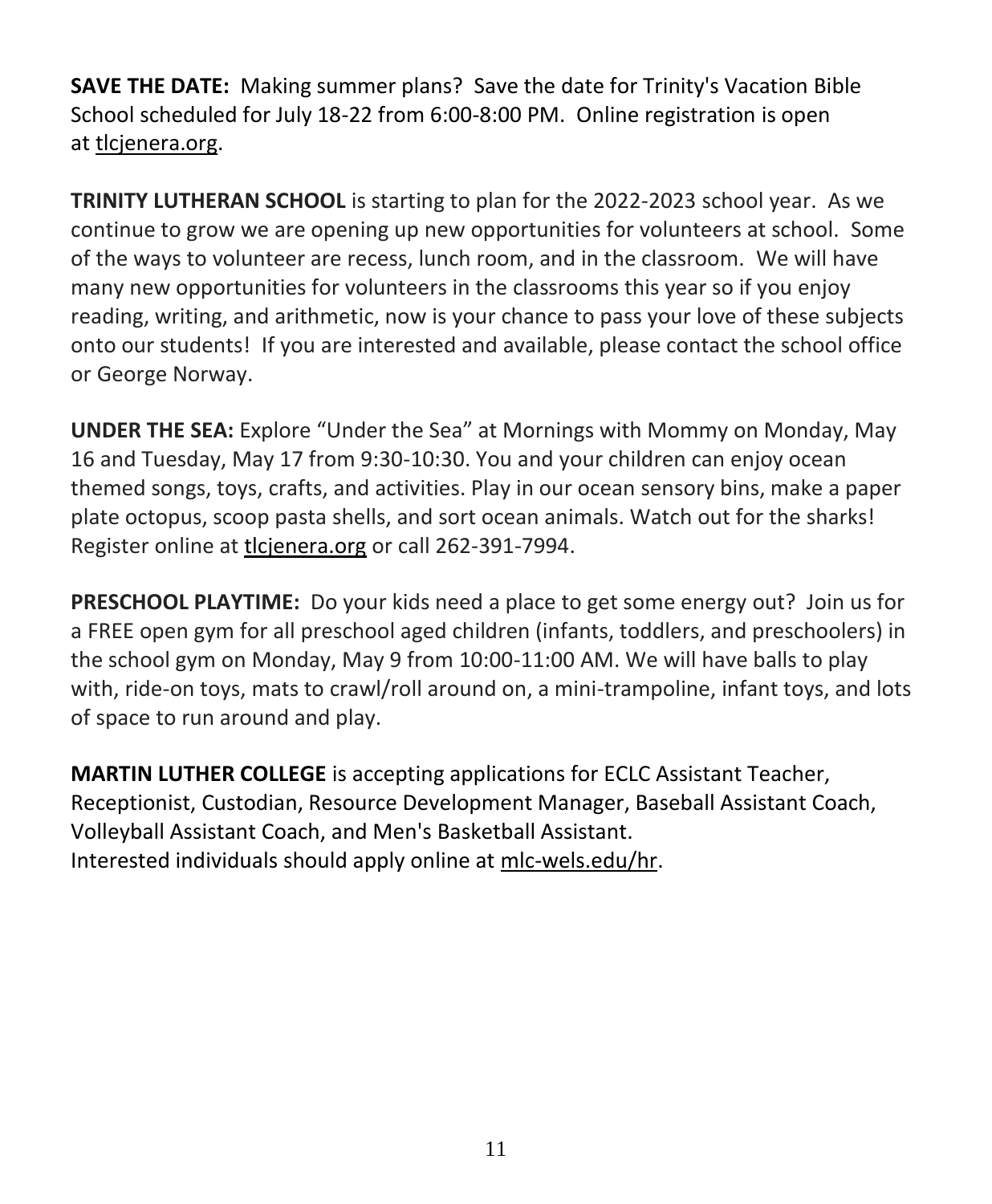**SAVE THE DATE:** Making summer plans? Save the date for Trinity's Vacation Bible School scheduled for July 18-22 from 6:00-8:00 PM. Online registration is open at tlcjenera.org.

**TRINITY LUTHERAN SCHOOL** is starting to plan for the 2022-2023 school year. As we continue to grow we are opening up new opportunities for volunteers at school. Some of the ways to volunteer are recess, lunch room, and in the classroom. We will have many new opportunities for volunteers in the classrooms this year so if you enjoy reading, writing, and arithmetic, now is your chance to pass your love of these subjects onto our students! If you are interested and available, please contact the school office or George Norway.

**UNDER THE SEA:** Explore "Under the Sea" at Mornings with Mommy on Monday, May 16 and Tuesday, May 17 from 9:30-10:30. You and your children can enjoy ocean themed songs, toys, crafts, and activities. Play in our ocean sensory bins, make a paper plate octopus, scoop pasta shells, and sort ocean animals. Watch out for the sharks! Register online at tlcjenera.org or call 262-391-7994.

**PRESCHOOL PLAYTIME:** Do your kids need a place to get some energy out? Join us for a FREE open gym for all preschool aged children (infants, toddlers, and preschoolers) in the school gym on Monday, May 9 from 10:00-11:00 AM. We will have balls to play with, ride-on toys, mats to crawl/roll around on, a mini-trampoline, infant toys, and lots of space to run around and play.

**MARTIN LUTHER COLLEGE** is accepting applications for ECLC Assistant Teacher, Receptionist, Custodian, Resource Development Manager, Baseball Assistant Coach, Volleyball Assistant Coach, and Men's Basketball Assistant.
Interested individuals should apply online at mlc-wels.edu/hr.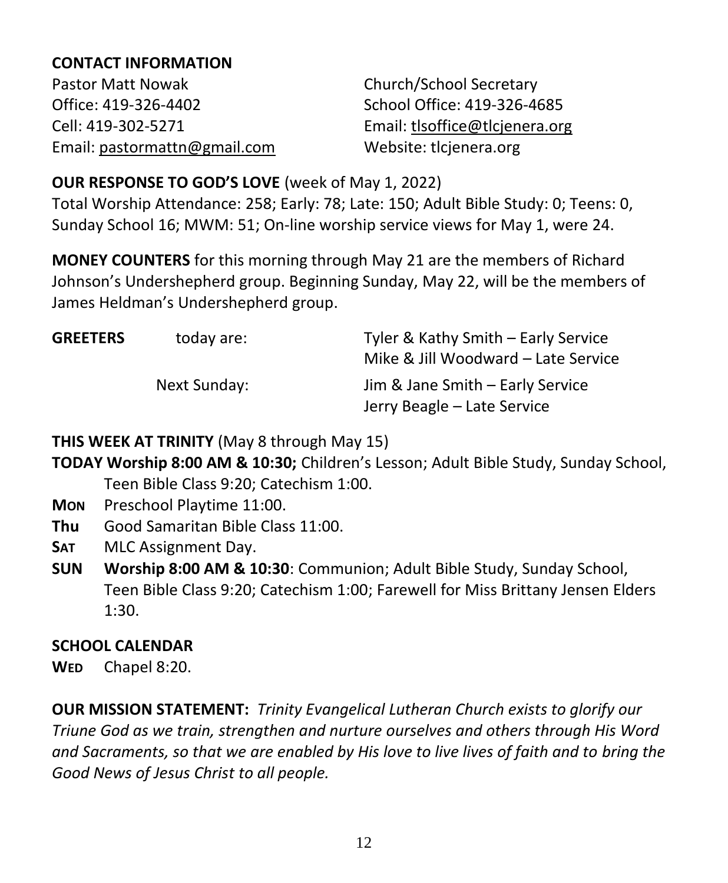**CONTACT INFORMATION**

Pastor Matt Nowak
Office: 419-326-4402
Cell: 419-302-5271
Email: pastormattn@gmail.com

Church/School Secretary
School Office: 419-326-4685
Email: tlsoffice@tlcjenera.org
Website: tlcjenera.org

**OUR RESPONSE TO GOD'S LOVE** (week of May 1, 2022)
Total Worship Attendance: 258; Early: 78; Late: 150; Adult Bible Study: 0; Teens: 0, Sunday School 16; MWM: 51; On-line worship service views for May 1, were 24.

**MONEY COUNTERS** for this morning through May 21 are the members of Richard Johnson's Undershepherd group. Beginning Sunday, May 22, will be the members of James Heldman's Undershepherd group.

| | | |
|---|---|---|
| **GREETERS** | today are: | Tyler & Kathy Smith – Early Service<br>Mike & Jill Woodward – Late Service |
| | Next Sunday: | Jim & Jane Smith – Early Service<br>Jerry Beagle – Late Service |

**THIS WEEK AT TRINITY** (May 8 through May 15)

**TODAY Worship 8:00 AM & 10:30;** Children's Lesson; Adult Bible Study, Sunday School, Teen Bible Class 9:20; Catechism 1:00.

**MON** Preschool Playtime 11:00.

**Thu** Good Samaritan Bible Class 11:00.

**SAT** MLC Assignment Day.

**SUN** **Worship 8:00 AM & 10:30**: Communion; Adult Bible Study, Sunday School, Teen Bible Class 9:20; Catechism 1:00; Farewell for Miss Brittany Jensen Elders 1:30.

**SCHOOL CALENDAR**

**WED** Chapel 8:20.

**OUR MISSION STATEMENT:** *Trinity Evangelical Lutheran Church exists to glorify our Triune God as we train, strengthen and nurture ourselves and others through His Word and Sacraments, so that we are enabled by His love to live lives of faith and to bring the Good News of Jesus Christ to all people.*